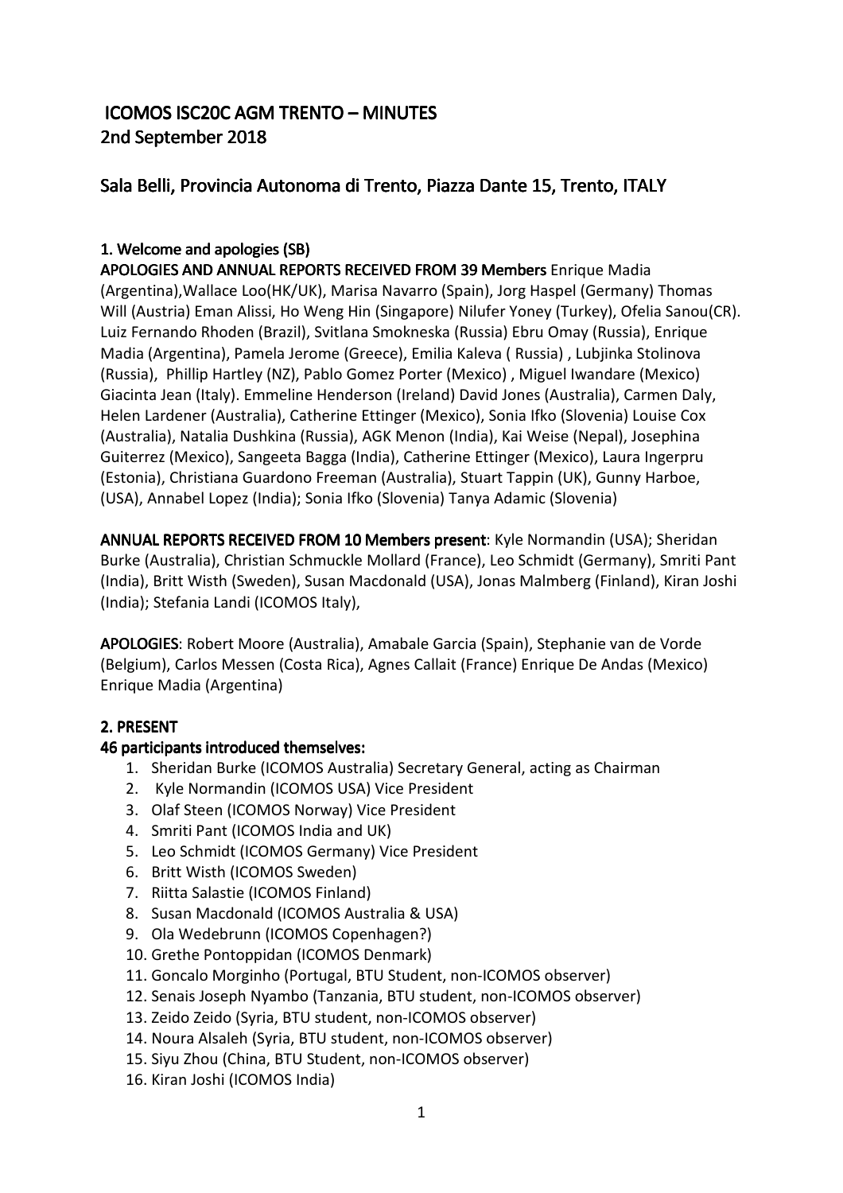# ICOMOS ISC20C AGM TRENTO – MINUTES
## 2nd September 2018

## Sala Belli, Provincia Autonoma di Trento, Piazza Dante 15, Trento, ITALY

### 1. Welcome and apologies (SB)

**APOLOGIES AND ANNUAL REPORTS RECEIVED FROM 39 Members** Enrique Madia (Argentina),Wallace Loo(HK/UK), Marisa Navarro (Spain), Jorg Haspel (Germany) Thomas Will (Austria) Eman Alissi, Ho Weng Hin (Singapore) Nilufer Yoney (Turkey), Ofelia Sanou(CR). Luiz Fernando Rhoden (Brazil), Svitlana Smokneska (Russia) Ebru Omay (Russia), Enrique Madia (Argentina), Pamela Jerome (Greece), Emilia Kaleva ( Russia) , Lubjinka Stolinova (Russia), Phillip Hartley (NZ), Pablo Gomez Porter (Mexico) , Miguel Iwandare (Mexico) Giacinta Jean (Italy). Emmeline Henderson (Ireland) David Jones (Australia), Carmen Daly, Helen Lardener (Australia), Catherine Ettinger (Mexico), Sonia Ifko (Slovenia) Louise Cox (Australia), Natalia Dushkina (Russia), AGK Menon (India), Kai Weise (Nepal), Josephina Guiterrez (Mexico), Sangeeta Bagga (India), Catherine Ettinger (Mexico), Laura Ingerpru (Estonia), Christiana Guardono Freeman (Australia), Stuart Tappin (UK), Gunny Harboe, (USA), Annabel Lopez (India); Sonia Ifko (Slovenia) Tanya Adamic (Slovenia)

**ANNUAL REPORTS RECEIVED FROM 10 Members present**: Kyle Normandin (USA); Sheridan Burke (Australia), Christian Schmuckle Mollard (France), Leo Schmidt (Germany), Smriti Pant (India), Britt Wisth (Sweden), Susan Macdonald (USA), Jonas Malmberg (Finland), Kiran Joshi (India); Stefania Landi (ICOMOS Italy),

**APOLOGIES**: Robert Moore (Australia), Amabale Garcia (Spain), Stephanie van de Vorde (Belgium), Carlos Messen (Costa Rica), Agnes Callait (France) Enrique De Andas (Mexico) Enrique Madia (Argentina)

### 2. PRESENT

**46 participants introduced themselves:**

1. Sheridan Burke (ICOMOS Australia) Secretary General, acting as Chairman
2. Kyle Normandin (ICOMOS USA) Vice President
3. Olaf Steen (ICOMOS Norway) Vice President
4. Smriti Pant (ICOMOS India and UK)
5. Leo Schmidt (ICOMOS Germany) Vice President
6. Britt Wisth (ICOMOS Sweden)
7. Riitta Salastie (ICOMOS Finland)
8. Susan Macdonald (ICOMOS Australia & USA)
9. Ola Wedebrunn (ICOMOS Copenhagen?)
10. Grethe Pontoppidan (ICOMOS Denmark)
11. Goncalo Morginho (Portugal, BTU Student, non-ICOMOS observer)
12. Senais Joseph Nyambo (Tanzania, BTU student, non-ICOMOS observer)
13. Zeido Zeido (Syria, BTU student, non-ICOMOS observer)
14. Noura Alsaleh (Syria, BTU student, non-ICOMOS observer)
15. Siyu Zhou (China, BTU Student, non-ICOMOS observer)
16. Kiran Joshi (ICOMOS India)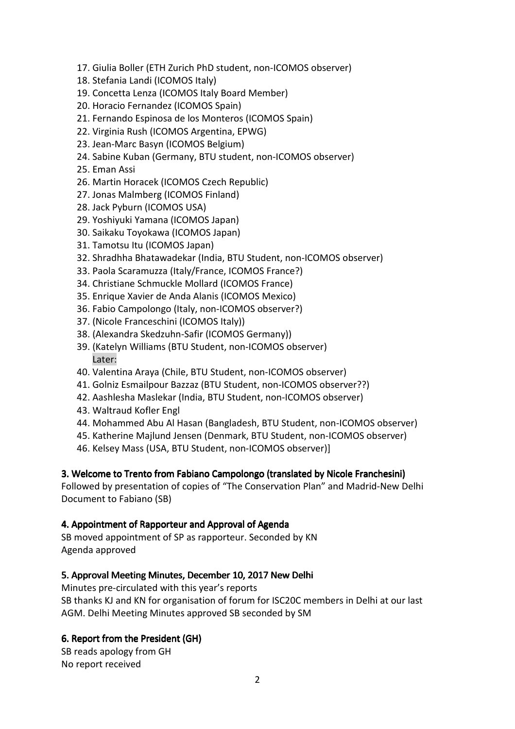17. Giulia Boller (ETH Zurich PhD student, non-ICOMOS observer)
18. Stefania Landi (ICOMOS Italy)
19. Concetta Lenza (ICOMOS Italy Board Member)
20. Horacio Fernandez (ICOMOS Spain)
21. Fernando Espinosa de los Monteros (ICOMOS Spain)
22. Virginia Rush (ICOMOS Argentina, EPWG)
23. Jean-Marc Basyn (ICOMOS Belgium)
24. Sabine Kuban (Germany, BTU student, non-ICOMOS observer)
25. Eman Assi
26. Martin Horacek (ICOMOS Czech Republic)
27. Jonas Malmberg (ICOMOS Finland)
28. Jack Pyburn (ICOMOS USA)
29. Yoshiyuki Yamana (ICOMOS Japan)
30. Saikaku Toyokawa (ICOMOS Japan)
31. Tamotsu Itu (ICOMOS Japan)
32. Shradhha Bhatawadekar (India, BTU Student, non-ICOMOS observer)
33. Paola Scaramuzza (Italy/France, ICOMOS France?)
34. Christiane Schmuckle Mollard (ICOMOS France)
35. Enrique Xavier de Anda Alanis (ICOMOS Mexico)
36. Fabio Campolongo (Italy, non-ICOMOS observer?)
37. (Nicole Franceschini (ICOMOS Italy))
38. (Alexandra Skedzuhn-Safir (ICOMOS Germany))
39. (Katelyn Williams (BTU Student, non-ICOMOS observer)

    Later:
40. Valentina Araya (Chile, BTU Student, non-ICOMOS observer)
41. Golniz Esmailpour Bazzaz (BTU Student, non-ICOMOS observer??)
42. Aashlesha Maslekar (India, BTU Student, non-ICOMOS observer)
43. Waltraud Kofler Engl
44. Mohammed Abu Al Hasan (Bangladesh, BTU Student, non-ICOMOS observer)
45. Katherine Majlund Jensen (Denmark, BTU Student, non-ICOMOS observer)
46. Kelsey Mass (USA, BTU Student, non-ICOMOS observer)]

### 3. Welcome to Trento from Fabiano Campolongo (translated by Nicole Franchesini)

Followed by presentation of copies of "The Conservation Plan" and Madrid-New Delhi Document to Fabiano (SB)

### 4. Appointment of Rapporteur and Approval of Agenda

SB moved appointment of SP as rapporteur. Seconded by KN
Agenda approved

### 5. Approval Meeting Minutes, December 10, 2017 New Delhi

Minutes pre-circulated with this year's reports
SB thanks KJ and KN for organisation of forum for ISC20C members in Delhi at our last AGM. Delhi Meeting Minutes approved SB seconded by SM

### 6. Report from the President (GH)

SB reads apology from GH
No report received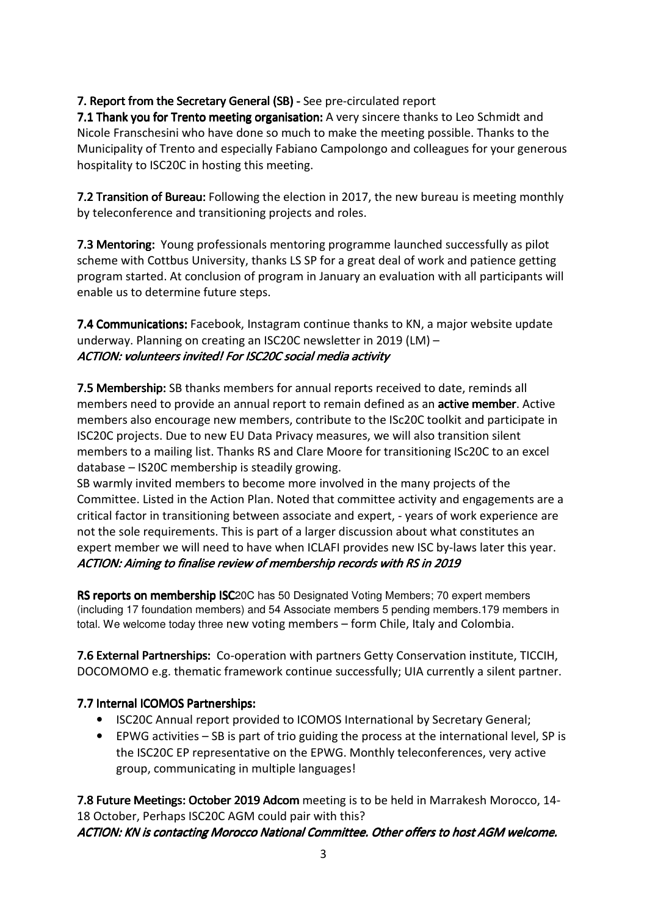**7. Report from the Secretary General (SB)** - See pre-circulated report

**7.1 Thank you for Trento meeting organisation:** A very sincere thanks to Leo Schmidt and Nicole Franschesini who have done so much to make the meeting possible. Thanks to the Municipality of Trento and especially Fabiano Campolongo and colleagues for your generous hospitality to ISC20C in hosting this meeting.

**7.2 Transition of Bureau:** Following the election in 2017, the new bureau is meeting monthly by teleconference and transitioning projects and roles.

**7.3 Mentoring:** Young professionals mentoring programme launched successfully as pilot scheme with Cottbus University, thanks LS SP for a great deal of work and patience getting program started. At conclusion of program in January an evaluation with all participants will enable us to determine future steps.

**7.4 Communications:** Facebook, Instagram continue thanks to KN, a major website update underway. Planning on creating an ISC20C newsletter in 2019 (LM) –
***ACTION: volunteers invited! For ISC20C social media activity***

**7.5 Membership:** SB thanks members for annual reports received to date, reminds all members need to provide an annual report to remain defined as an **active member**. Active members also encourage new members, contribute to the ISc20C toolkit and participate in ISC20C projects. Due to new EU Data Privacy measures, we will also transition silent members to a mailing list. Thanks RS and Clare Moore for transitioning ISc20C to an excel database – IS20C membership is steadily growing.

SB warmly invited members to become more involved in the many projects of the Committee. Listed in the Action Plan. Noted that committee activity and engagements are a critical factor in transitioning between associate and expert, - years of work experience are not the sole requirements. This is part of a larger discussion about what constitutes an expert member we will need to have when ICLAFI provides new ISC by-laws later this year.
***ACTION: Aiming to finalise review of membership records with RS in 2019***

**RS reports on membership ISC**20C has 50 Designated Voting Members; 70 expert members (including 17 foundation members) and 54 Associate members 5 pending members.179 members in total. We welcome today three new voting members – form Chile, Italy and Colombia.

**7.6 External Partnerships:** Co-operation with partners Getty Conservation institute, TICCIH, DOCOMOMO e.g. thematic framework continue successfully; UIA currently a silent partner.

**7.7 Internal ICOMOS Partnerships:**

- ISC20C Annual report provided to ICOMOS International by Secretary General;
- EPWG activities – SB is part of trio guiding the process at the international level, SP is the ISC20C EP representative on the EPWG. Monthly teleconferences, very active group, communicating in multiple languages!

**7.8 Future Meetings: October 2019 Adcom** meeting is to be held in Marrakesh Morocco, 14-18 October, Perhaps ISC20C AGM could pair with this?
***ACTION: KN is contacting Morocco National Committee. Other offers to host AGM welcome.***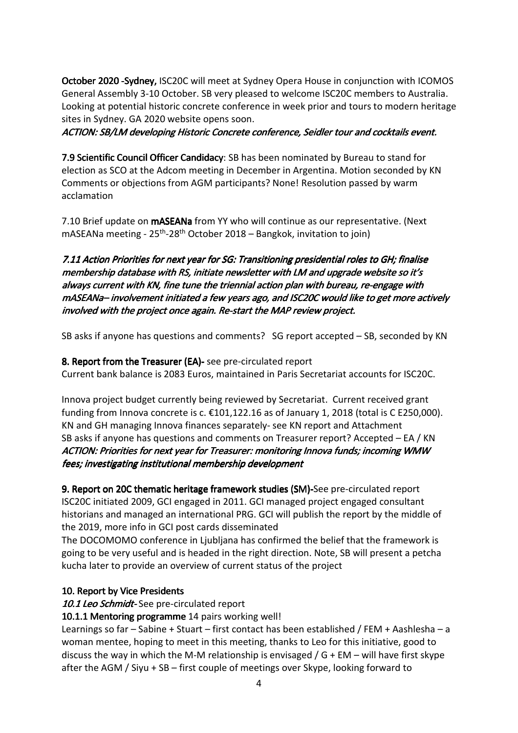**October 2020 -Sydney,** ISC20C will meet at Sydney Opera House in conjunction with ICOMOS General Assembly 3-10 October. SB very pleased to welcome ISC20C members to Australia. Looking at potential historic concrete conference in week prior and tours to modern heritage sites in Sydney. GA 2020 website opens soon.

***ACTION: SB/LM developing Historic Concrete conference, Seidler tour and cocktails event.***

**7.9 Scientific Council Officer Candidacy**: SB has been nominated by Bureau to stand for election as SCO at the Adcom meeting in December in Argentina. Motion seconded by KN Comments or objections from AGM participants? None! Resolution passed by warm acclamation

7.10 Brief update on **mASEANa** from YY who will continue as our representative. (Next mASEANa meeting - 25th-28th October 2018 – Bangkok, invitation to join)

***7.11 Action Priorities for next year for SG: Transitioning presidential roles to GH; finalise membership database with RS, initiate newsletter with LM and upgrade website so it's always current with KN, fine tune the triennial action plan with bureau, re-engage with mASEANa– involvement initiated a few years ago, and ISC20C would like to get more actively involved with the project once again. Re-start the MAP review project.***

SB asks if anyone has questions and comments? SG report accepted – SB, seconded by KN

**8. Report from the Treasurer (EA)-** see pre-circulated report

Current bank balance is 2083 Euros, maintained in Paris Secretariat accounts for ISC20C.

Innova project budget currently being reviewed by Secretariat. Current received grant funding from Innova concrete is c. €101,122.16 as of January 1, 2018 (total is C E250,000). KN and GH managing Innova finances separately- see KN report and Attachment

SB asks if anyone has questions and comments on Treasurer report? Accepted – EA / KN

***ACTION: Priorities for next year for Treasurer: monitoring Innova funds; incoming WMW fees; investigating institutional membership development***

**9. Report on 20C thematic heritage framework studies (SM)-**See pre-circulated report

ISC20C initiated 2009, GCI engaged in 2011. GCI managed project engaged consultant historians and managed an international PRG. GCI will publish the report by the middle of the 2019, more info in GCI post cards disseminated

The DOCOMOMO conference in Ljubljana has confirmed the belief that the framework is going to be very useful and is headed in the right direction. Note, SB will present a petcha kucha later to provide an overview of current status of the project

**10. Report by Vice Presidents**

***10.1 Leo Schmidt*** - See pre-circulated report

**10.1.1 Mentoring programme** 14 pairs working well!

Learnings so far – Sabine + Stuart – first contact has been established / FEM + Aashlesha – a woman mentee, hoping to meet in this meeting, thanks to Leo for this initiative, good to discuss the way in which the M-M relationship is envisaged / G + EM – will have first skype after the AGM / Siyu + SB – first couple of meetings over Skype, looking forward to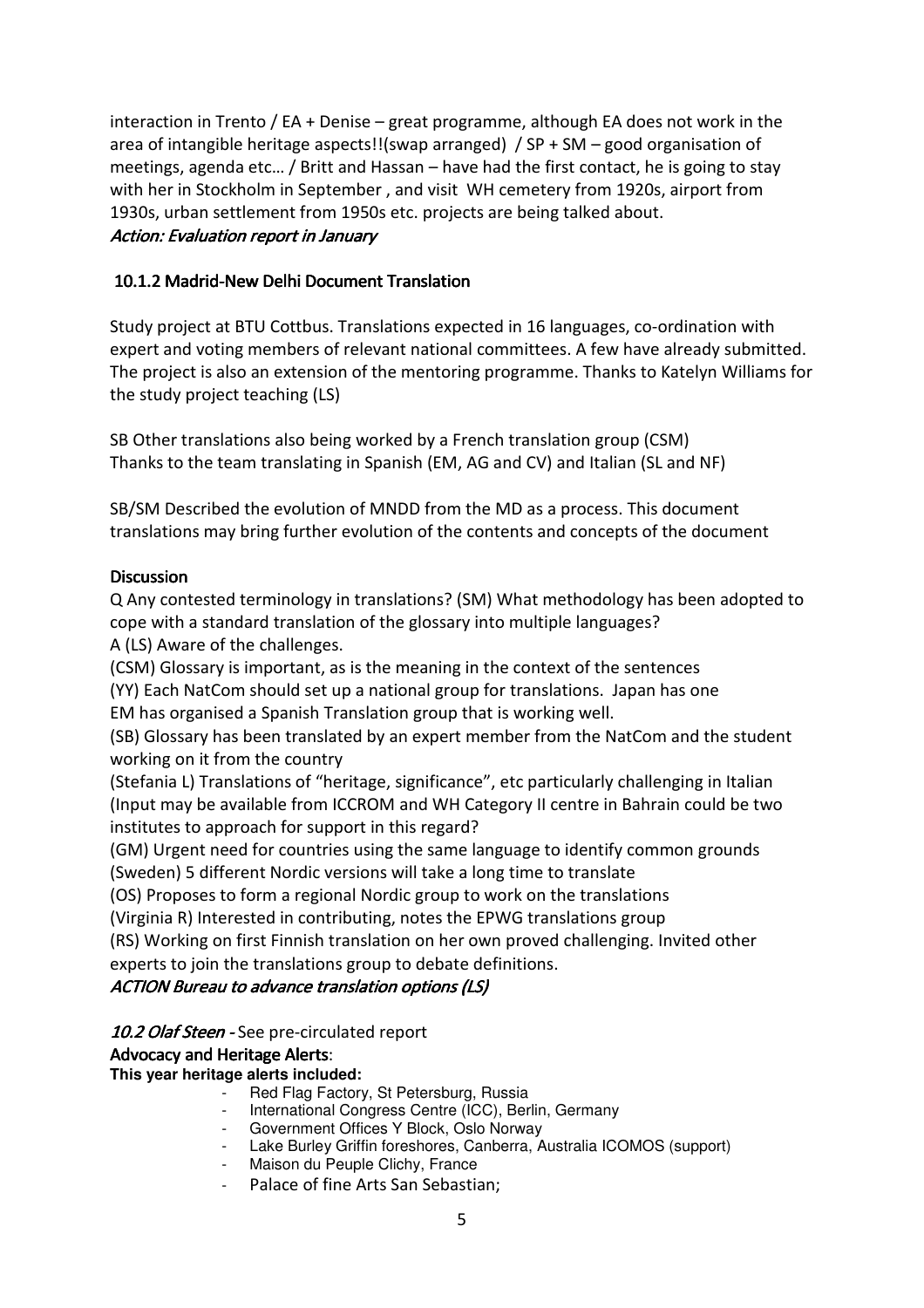interaction in Trento / EA + Denise – great programme, although EA does not work in the area of intangible heritage aspects!!(swap arranged) / SP + SM – good organisation of meetings, agenda etc… / Britt and Hassan – have had the first contact, he is going to stay with her in Stockholm in September , and visit WH cemetery from 1920s, airport from 1930s, urban settlement from 1950s etc. projects are being talked about.

*Action: Evaluation report in January*

### 10.1.2 Madrid-New Delhi Document Translation

Study project at BTU Cottbus. Translations expected in 16 languages, co-ordination with expert and voting members of relevant national committees. A few have already submitted. The project is also an extension of the mentoring programme. Thanks to Katelyn Williams for the study project teaching (LS)

SB Other translations also being worked by a French translation group (CSM)
Thanks to the team translating in Spanish (EM, AG and CV) and Italian (SL and NF)

SB/SM Described the evolution of MNDD from the MD as a process. This document translations may bring further evolution of the contents and concepts of the document

**Discussion**

Q Any contested terminology in translations? (SM) What methodology has been adopted to cope with a standard translation of the glossary into multiple languages?
A (LS) Aware of the challenges.
(CSM) Glossary is important, as is the meaning in the context of the sentences
(YY) Each NatCom should set up a national group for translations. Japan has one
EM has organised a Spanish Translation group that is working well.
(SB) Glossary has been translated by an expert member from the NatCom and the student working on it from the country
(Stefania L) Translations of "heritage, significance", etc particularly challenging in Italian
(Input may be available from ICCROM and WH Category II centre in Bahrain could be two institutes to approach for support in this regard?
(GM) Urgent need for countries using the same language to identify common grounds
(Sweden) 5 different Nordic versions will take a long time to translate
(OS) Proposes to form a regional Nordic group to work on the translations
(Virginia R) Interested in contributing, notes the EPWG translations group
(RS) Working on first Finnish translation on her own proved challenging. Invited other experts to join the translations group to debate definitions.

*ACTION Bureau to advance translation options (LS)*

*10.2 Olaf Steen* - See pre-circulated report

**Advocacy and Heritage Alerts**:

**This year heritage alerts included:**

- Red Flag Factory, St Petersburg, Russia
- International Congress Centre (ICC), Berlin, Germany
- Government Offices Y Block, Oslo Norway
- Lake Burley Griffin foreshores, Canberra, Australia ICOMOS (support)
- Maison du Peuple Clichy, France
- Palace of fine Arts San Sebastian;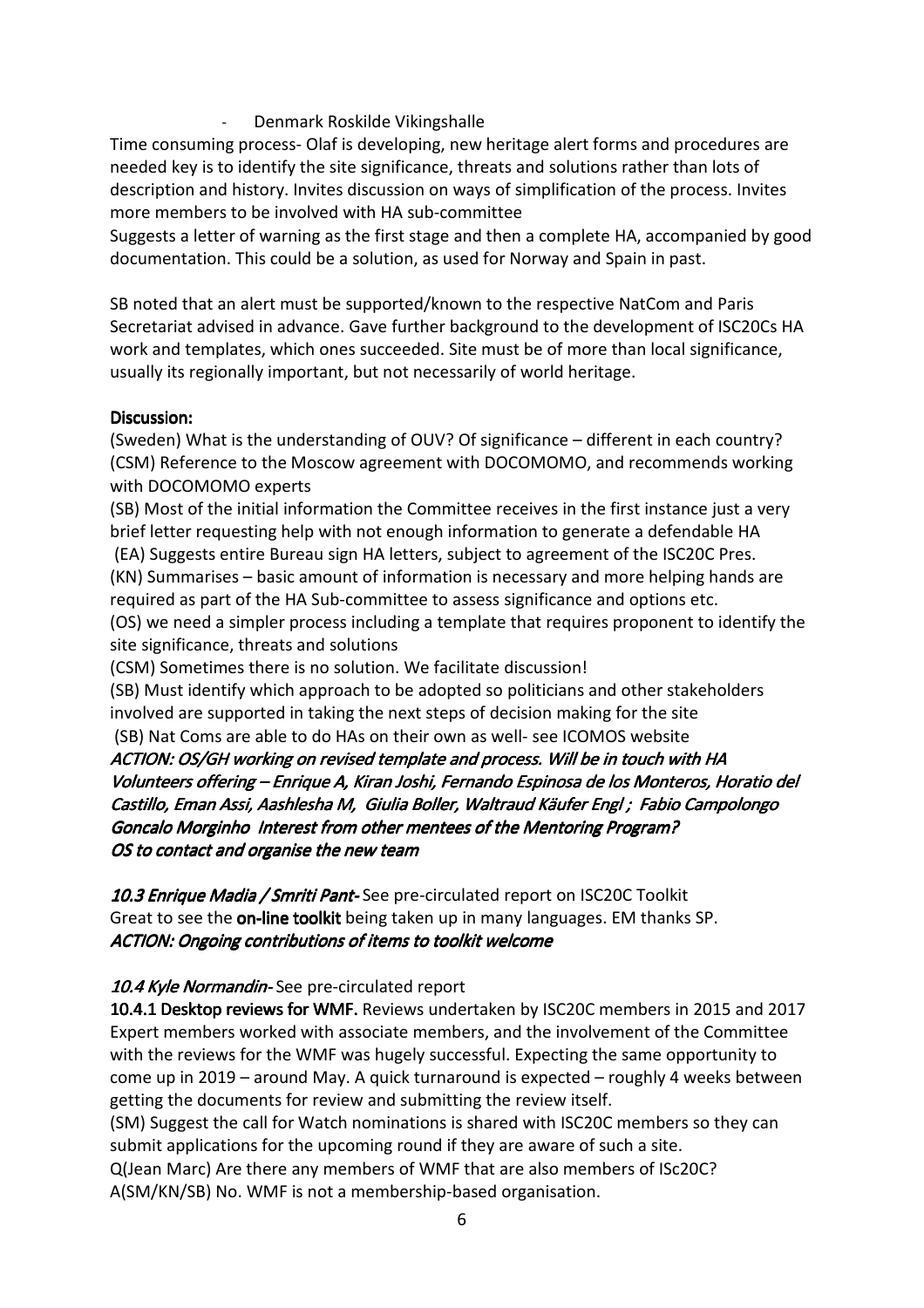- Denmark Roskilde Vikingshalle

Time consuming process- Olaf is developing, new heritage alert forms and procedures are needed key is to identify the site significance, threats and solutions rather than lots of description and history. Invites discussion on ways of simplification of the process. Invites more members to be involved with HA sub-committee

Suggests a letter of warning as the first stage and then a complete HA, accompanied by good documentation. This could be a solution, as used for Norway and Spain in past.

SB noted that an alert must be supported/known to the respective NatCom and Paris Secretariat advised in advance. Gave further background to the development of ISC20Cs HA work and templates, which ones succeeded. Site must be of more than local significance, usually its regionally important, but not necessarily of world heritage.

**Discussion:**

(Sweden) What is the understanding of OUV? Of significance – different in each country?
(CSM) Reference to the Moscow agreement with DOCOMOMO, and recommends working with DOCOMOMO experts
(SB) Most of the initial information the Committee receives in the first instance just a very brief letter requesting help with not enough information to generate a defendable HA
(EA) Suggests entire Bureau sign HA letters, subject to agreement of the ISC20C Pres.
(KN) Summarises – basic amount of information is necessary and more helping hands are required as part of the HA Sub-committee to assess significance and options etc.
(OS) we need a simpler process including a template that requires proponent to identify the site significance, threats and solutions
(CSM) Sometimes there is no solution. We facilitate discussion!
(SB) Must identify which approach to be adopted so politicians and other stakeholders involved are supported in taking the next steps of decision making for the site
(SB) Nat Coms are able to do HAs on their own as well- see ICOMOS website
***ACTION: OS/GH working on revised template and process. Will be in touch with HA Volunteers offering – Enrique A, Kiran Joshi, Fernando Espinosa de los Monteros, Horatio del Castillo, Eman Assi, Aashlesha M, Giulia Boller, Waltraud Käufer Engl ; Fabio Campolongo Goncalo Morginho Interest from other mentees of the Mentoring Program?***
***OS to contact and organise the new team***

***10.3 Enrique Madia / Smriti Pant-*** See pre-circulated report on ISC20C Toolkit
Great to see the **on-line toolkit** being taken up in many languages. EM thanks SP.
***ACTION: Ongoing contributions of items to toolkit welcome***

***10.4 Kyle Normandin-*** See pre-circulated report

**10.4.1 Desktop reviews for WMF.** Reviews undertaken by ISC20C members in 2015 and 2017 Expert members worked with associate members, and the involvement of the Committee with the reviews for the WMF was hugely successful. Expecting the same opportunity to come up in 2019 – around May. A quick turnaround is expected – roughly 4 weeks between getting the documents for review and submitting the review itself.

(SM) Suggest the call for Watch nominations is shared with ISC20C members so they can submit applications for the upcoming round if they are aware of such a site.
Q(Jean Marc) Are there any members of WMF that are also members of ISc20C?
A(SM/KN/SB) No. WMF is not a membership-based organisation.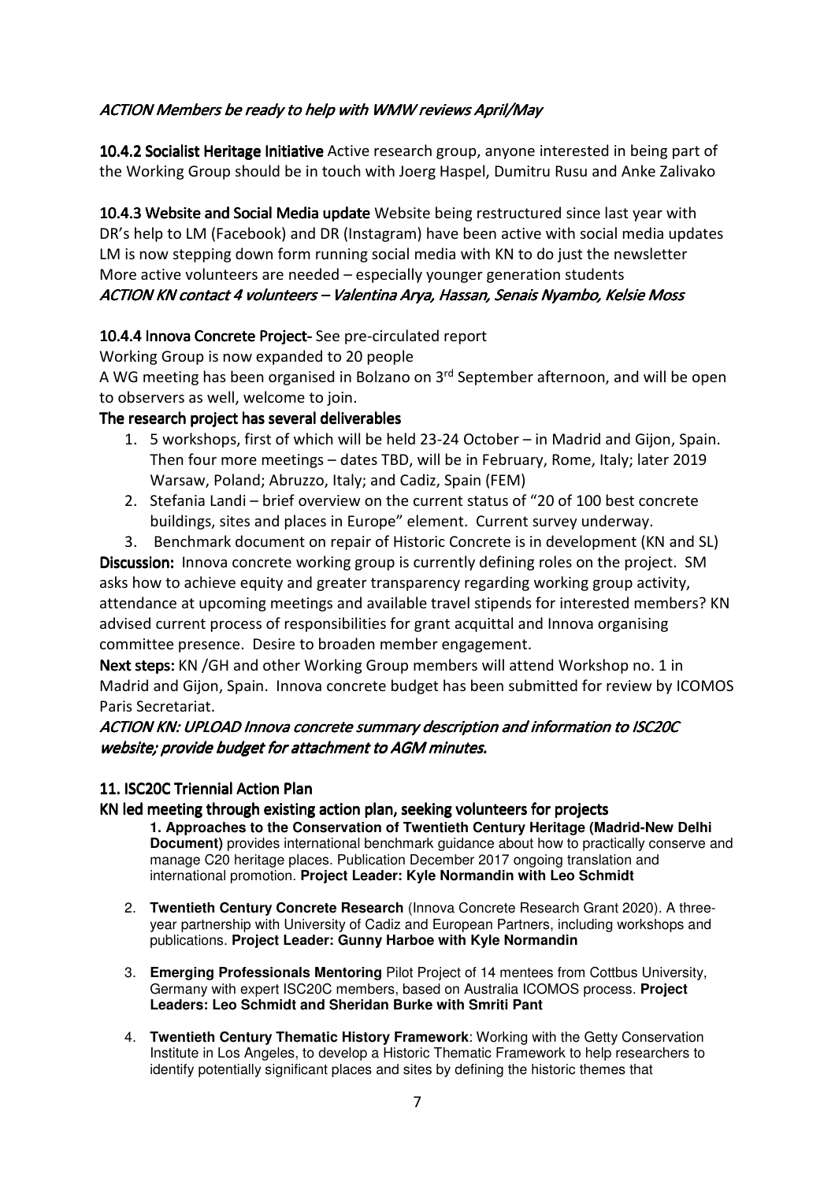*ACTION Members be ready to help with WMW reviews April/May*

**10.4.2 Socialist Heritage Initiative** Active research group, anyone interested in being part of the Working Group should be in touch with Joerg Haspel, Dumitru Rusu and Anke Zalivako

**10.4.3 Website and Social Media update** Website being restructured since last year with DR's help to LM (Facebook) and DR (Instagram) have been active with social media updates LM is now stepping down form running social media with KN to do just the newsletter More active volunteers are needed – especially younger generation students
*ACTION KN contact 4 volunteers – Valentina Arya, Hassan, Senais Nyambo, Kelsie Moss*

**10.4.4 Innova Concrete Project-** See pre-circulated report

Working Group is now expanded to 20 people

A WG meeting has been organised in Bolzano on 3rd September afternoon, and will be open to observers as well, welcome to join.

**The research project has several deliverables**

1. 5 workshops, first of which will be held 23-24 October – in Madrid and Gijon, Spain. Then four more meetings – dates TBD, will be in February, Rome, Italy; later 2019 Warsaw, Poland; Abruzzo, Italy; and Cadiz, Spain (FEM)
2. Stefania Landi – brief overview on the current status of "20 of 100 best concrete buildings, sites and places in Europe" element. Current survey underway.
3. Benchmark document on repair of Historic Concrete is in development (KN and SL)

**Discussion:** Innova concrete working group is currently defining roles on the project. SM asks how to achieve equity and greater transparency regarding working group activity, attendance at upcoming meetings and available travel stipends for interested members? KN advised current process of responsibilities for grant acquittal and Innova organising committee presence. Desire to broaden member engagement.

**Next steps:** KN /GH and other Working Group members will attend Workshop no. 1 in Madrid and Gijon, Spain. Innova concrete budget has been submitted for review by ICOMOS Paris Secretariat.

***ACTION KN: UPLOAD Innova concrete summary description and information to ISC20C website; provide budget for attachment to AGM minutes.***

## 11. ISC20C Triennial Action Plan

**KN led meeting through existing action plan, seeking volunteers for projects**

1. **Approaches to the Conservation of Twentieth Century Heritage (Madrid-New Delhi Document)** provides international benchmark guidance about how to practically conserve and manage C20 heritage places. Publication December 2017 ongoing translation and international promotion. **Project Leader: Kyle Normandin with Leo Schmidt**
2. **Twentieth Century Concrete Research** (Innova Concrete Research Grant 2020). A three-year partnership with University of Cadiz and European Partners, including workshops and publications. **Project Leader: Gunny Harboe with Kyle Normandin**
3. **Emerging Professionals Mentoring** Pilot Project of 14 mentees from Cottbus University, Germany with expert ISC20C members, based on Australia ICOMOS process. **Project Leaders: Leo Schmidt and Sheridan Burke with Smriti Pant**
4. **Twentieth Century Thematic History Framework**: Working with the Getty Conservation Institute in Los Angeles, to develop a Historic Thematic Framework to help researchers to identify potentially significant places and sites by defining the historic themes that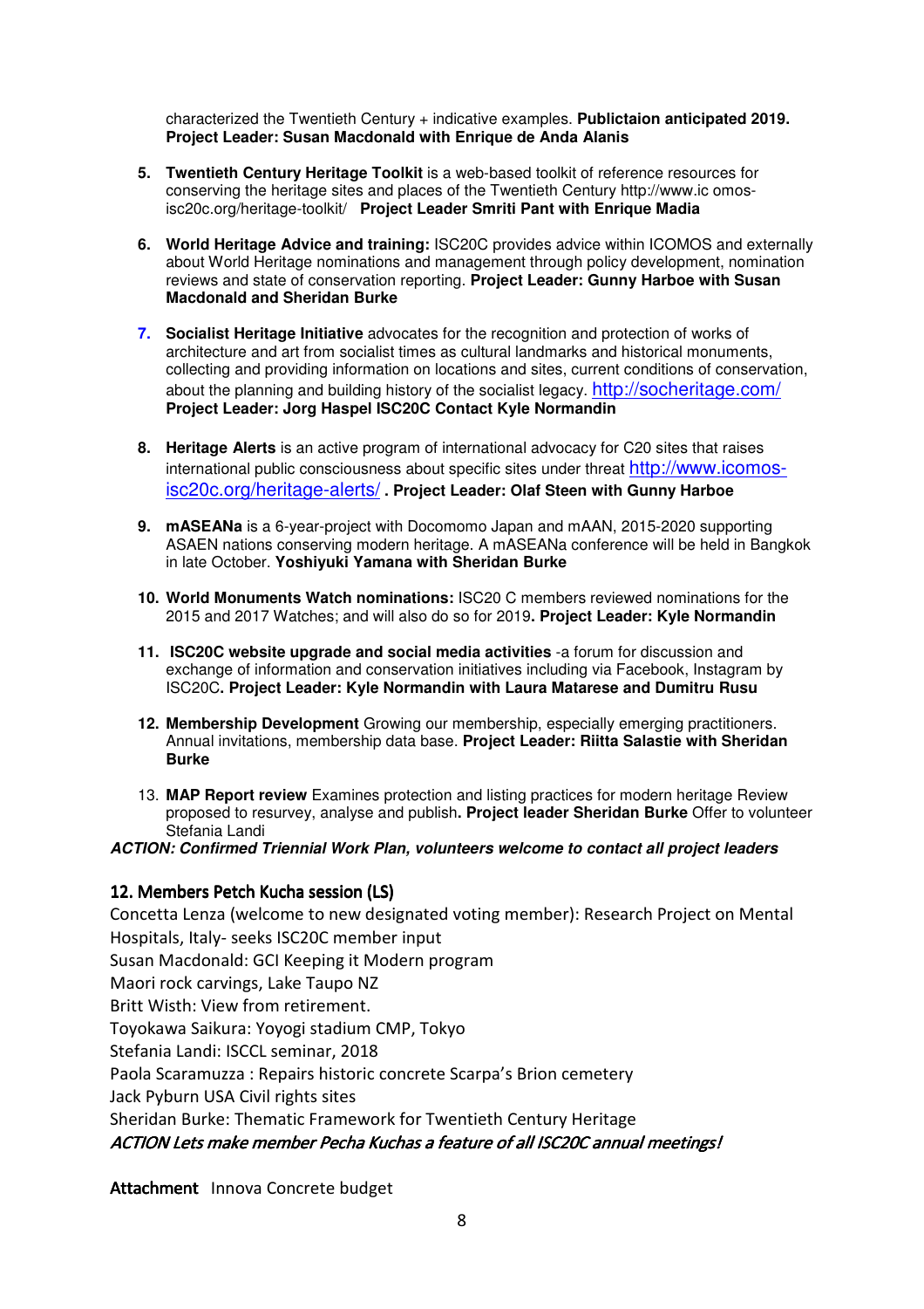characterized the Twentieth Century + indicative examples. **Publictaion anticipated 2019. Project Leader: Susan Macdonald with Enrique de Anda Alanis**

5. **Twentieth Century Heritage Toolkit** is a web-based toolkit of reference resources for conserving the heritage sites and places of the Twentieth Century http://www.ic omos-isc20c.org/heritage-toolkit/ **Project Leader Smriti Pant with Enrique Madia**

6. **World Heritage Advice and training:** ISC20C provides advice within ICOMOS and externally about World Heritage nominations and management through policy development, nomination reviews and state of conservation reporting. **Project Leader: Gunny Harboe with Susan Macdonald and Sheridan Burke**

7. **Socialist Heritage Initiative** advocates for the recognition and protection of works of architecture and art from socialist times as cultural landmarks and historical monuments, collecting and providing information on locations and sites, current conditions of conservation, about the planning and building history of the socialist legacy. http://socheritage.com/ **Project Leader: Jorg Haspel ISC20C Contact Kyle Normandin**

8. **Heritage Alerts** is an active program of international advocacy for C20 sites that raises international public consciousness about specific sites under threat http://www.icomos-isc20c.org/heritage-alerts/ **. Project Leader: Olaf Steen with Gunny Harboe**

9. **mASEANa** is a 6-year-project with Docomomo Japan and mAAN, 2015-2020 supporting ASAEN nations conserving modern heritage. A mASEANa conference will be held in Bangkok in late October. **Yoshiyuki Yamana with Sheridan Burke**

10. **World Monuments Watch nominations:** ISC20 C members reviewed nominations for the 2015 and 2017 Watches; and will also do so for 2019**. Project Leader: Kyle Normandin**

11. **ISC20C website upgrade and social media activities** -a forum for discussion and exchange of information and conservation initiatives including via Facebook, Instagram by ISC20C**. Project Leader: Kyle Normandin with Laura Matarese and Dumitru Rusu**

12. **Membership Development** Growing our membership, especially emerging practitioners. Annual invitations, membership data base. **Project Leader: Riitta Salastie with Sheridan Burke**

13. **MAP Report review** Examines protection and listing practices for modern heritage Review proposed to resurvey, analyse and publish**. Project leader Sheridan Burke** Offer to volunteer Stefania Landi

***ACTION: Confirmed Triennial Work Plan, volunteers welcome to contact all project leaders***

## 12. Members Petch Kucha session (LS)

Concetta Lenza (welcome to new designated voting member): Research Project on Mental Hospitals, Italy- seeks ISC20C member input
Susan Macdonald: GCI Keeping it Modern program
Maori rock carvings, Lake Taupo NZ
Britt Wisth: View from retirement.
Toyokawa Saikura: Yoyogi stadium CMP, Tokyo
Stefania Landi: ISCCL seminar, 2018
Paola Scaramuzza : Repairs historic concrete Scarpa's Brion cemetery
Jack Pyburn USA Civil rights sites
Sheridan Burke: Thematic Framework for Twentieth Century Heritage
*ACTION Lets make member Pecha Kuchas a feature of all ISC20C annual meetings!*

**Attachment** Innova Concrete budget